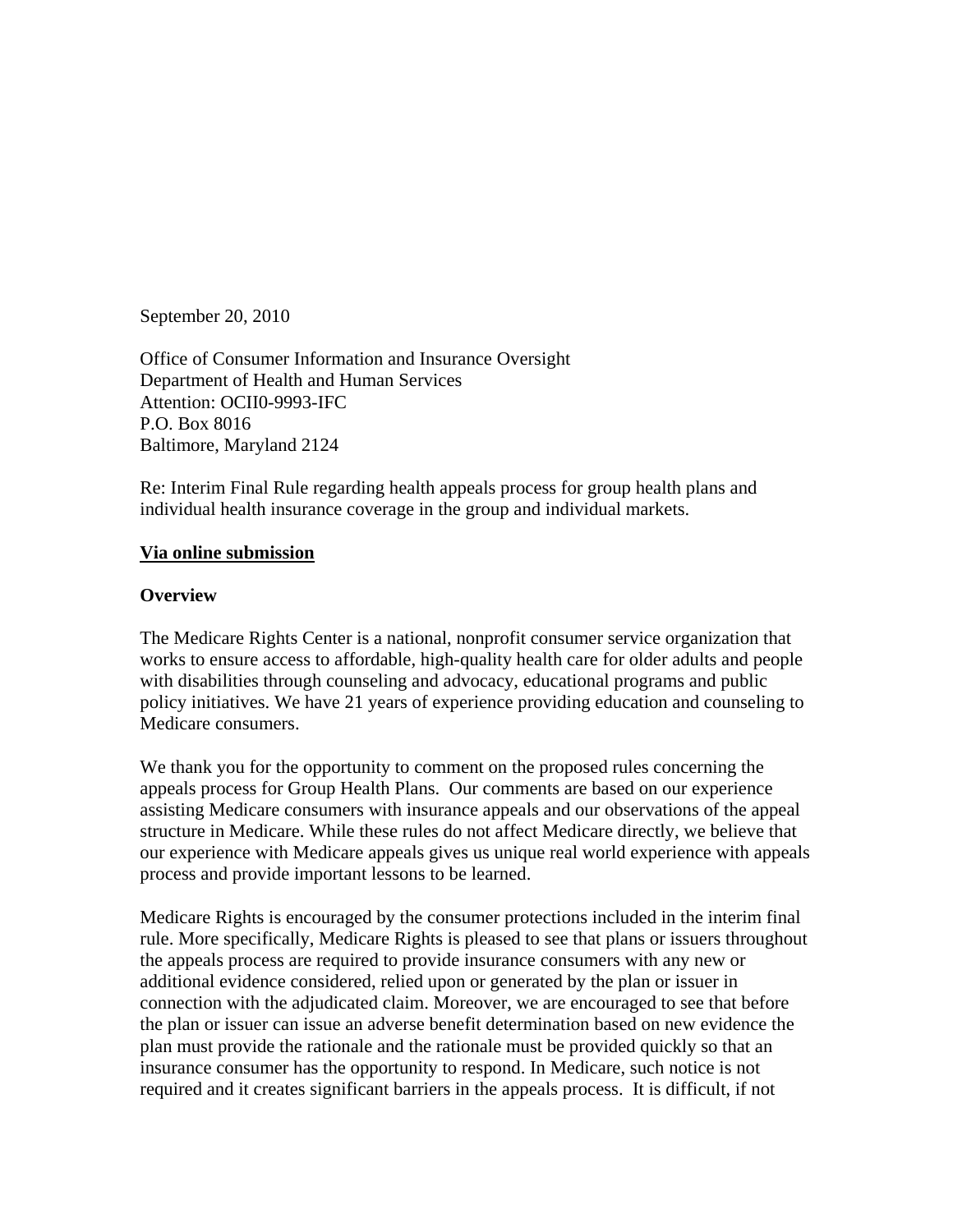September 20, 2010

Office of Consumer Information and Insurance Oversight
Department of Health and Human Services
Attention: OCII0-9993-IFC
P.O. Box 8016
Baltimore, Maryland 2124

Re: Interim Final Rule regarding health appeals process for group health plans and individual health insurance coverage in the group and individual markets.

**<u>Via online submission</u>**

**Overview**

The Medicare Rights Center is a national, nonprofit consumer service organization that works to ensure access to affordable, high-quality health care for older adults and people with disabilities through counseling and advocacy, educational programs and public policy initiatives. We have 21 years of experience providing education and counseling to Medicare consumers.

We thank you for the opportunity to comment on the proposed rules concerning the appeals process for Group Health Plans. Our comments are based on our experience assisting Medicare consumers with insurance appeals and our observations of the appeal structure in Medicare. While these rules do not affect Medicare directly, we believe that our experience with Medicare appeals gives us unique real world experience with appeals process and provide important lessons to be learned.

Medicare Rights is encouraged by the consumer protections included in the interim final rule. More specifically, Medicare Rights is pleased to see that plans or issuers throughout the appeals process are required to provide insurance consumers with any new or additional evidence considered, relied upon or generated by the plan or issuer in connection with the adjudicated claim. Moreover, we are encouraged to see that before the plan or issuer can issue an adverse benefit determination based on new evidence the plan must provide the rationale and the rationale must be provided quickly so that an insurance consumer has the opportunity to respond. In Medicare, such notice is not required and it creates significant barriers in the appeals process. It is difficult, if not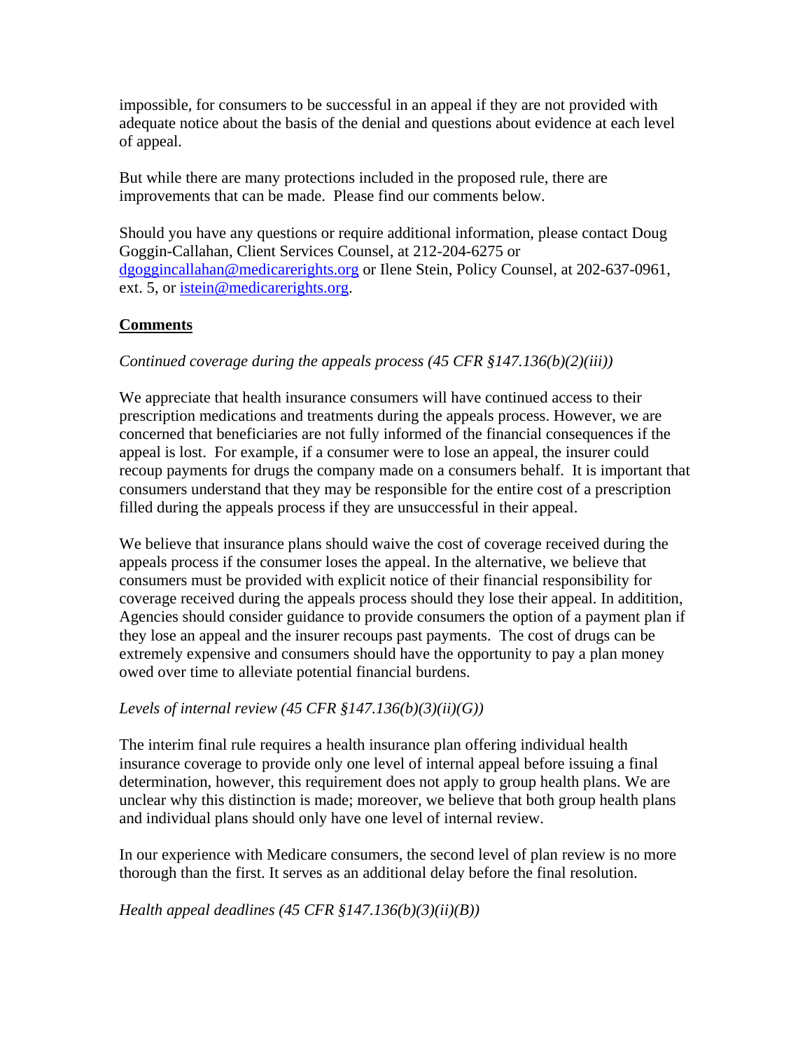impossible, for consumers to be successful in an appeal if they are not provided with adequate notice about the basis of the denial and questions about evidence at each level of appeal.

But while there are many protections included in the proposed rule, there are improvements that can be made. Please find our comments below.

Should you have any questions or require additional information, please contact Doug Goggin-Callahan, Client Services Counsel, at 212-204-6275 or dgoggincallahan@medicarerights.org or Ilene Stein, Policy Counsel, at 202-637-0961, ext. 5, or istein@medicarerights.org.

## **Comments**

*Continued coverage during the appeals process (45 CFR §147.136(b)(2)(iii))*

We appreciate that health insurance consumers will have continued access to their prescription medications and treatments during the appeals process. However, we are concerned that beneficiaries are not fully informed of the financial consequences if the appeal is lost. For example, if a consumer were to lose an appeal, the insurer could recoup payments for drugs the company made on a consumers behalf. It is important that consumers understand that they may be responsible for the entire cost of a prescription filled during the appeals process if they are unsuccessful in their appeal.

We believe that insurance plans should waive the cost of coverage received during the appeals process if the consumer loses the appeal. In the alternative, we believe that consumers must be provided with explicit notice of their financial responsibility for coverage received during the appeals process should they lose their appeal. In addititionn, Agencies should consider guidance to provide consumers the option of a payment plan if they lose an appeal and the insurer recoups past payments. The cost of drugs can be extremely expensive and consumers should have the opportunity to pay a plan money owed over time to alleviate potential financial burdens.

*Levels of internal review (45 CFR §147.136(b)(3)(ii)(G))*

The interim final rule requires a health insurance plan offering individual health insurance coverage to provide only one level of internal appeal before issuing a final determination, however, this requirement does not apply to group health plans. We are unclear why this distinction is made; moreover, we believe that both group health plans and individual plans should only have one level of internal review.

In our experience with Medicare consumers, the second level of plan review is no more thorough than the first. It serves as an additional delay before the final resolution.

*Health appeal deadlines (45 CFR §147.136(b)(3)(ii)(B))*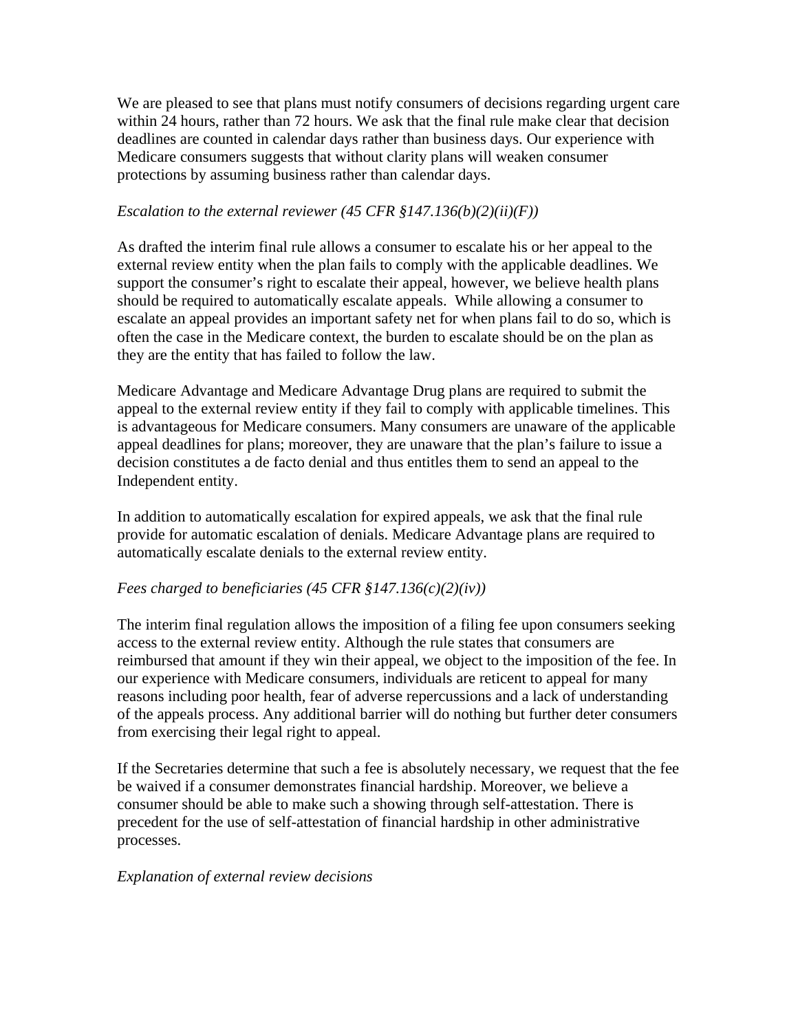We are pleased to see that plans must notify consumers of decisions regarding urgent care within 24 hours, rather than 72 hours. We ask that the final rule make clear that decision deadlines are counted in calendar days rather than business days. Our experience with Medicare consumers suggests that without clarity plans will weaken consumer protections by assuming business rather than calendar days.

*Escalation to the external reviewer (45 CFR §147.136(b)(2)(ii)(F))*

As drafted the interim final rule allows a consumer to escalate his or her appeal to the external review entity when the plan fails to comply with the applicable deadlines. We support the consumer's right to escalate their appeal, however, we believe health plans should be required to automatically escalate appeals. While allowing a consumer to escalate an appeal provides an important safety net for when plans fail to do so, which is often the case in the Medicare context, the burden to escalate should be on the plan as they are the entity that has failed to follow the law.

Medicare Advantage and Medicare Advantage Drug plans are required to submit the appeal to the external review entity if they fail to comply with applicable timelines. This is advantageous for Medicare consumers. Many consumers are unaware of the applicable appeal deadlines for plans; moreover, they are unaware that the plan's failure to issue a decision constitutes a de facto denial and thus entitles them to send an appeal to the Independent entity.

In addition to automatically escalation for expired appeals, we ask that the final rule provide for automatic escalation of denials. Medicare Advantage plans are required to automatically escalate denials to the external review entity.

*Fees charged to beneficiaries (45 CFR §147.136(c)(2)(iv))*

The interim final regulation allows the imposition of a filing fee upon consumers seeking access to the external review entity. Although the rule states that consumers are reimbursed that amount if they win their appeal, we object to the imposition of the fee. In our experience with Medicare consumers, individuals are reticent to appeal for many reasons including poor health, fear of adverse repercussions and a lack of understanding of the appeals process. Any additional barrier will do nothing but further deter consumers from exercising their legal right to appeal.

If the Secretaries determine that such a fee is absolutely necessary, we request that the fee be waived if a consumer demonstrates financial hardship. Moreover, we believe a consumer should be able to make such a showing through self-attestation. There is precedent for the use of self-attestation of financial hardship in other administrative processes.

*Explanation of external review decisions*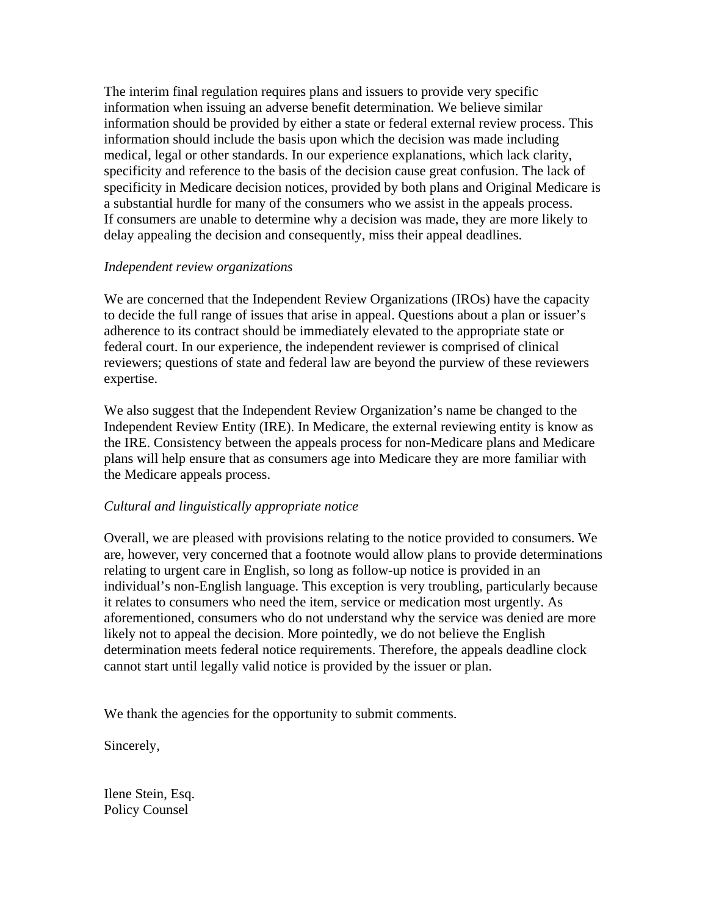The interim final regulation requires plans and issuers to provide very specific information when issuing an adverse benefit determination. We believe similar information should be provided by either a state or federal external review process. This information should include the basis upon which the decision was made including medical, legal or other standards. In our experience explanations, which lack clarity, specificity and reference to the basis of the decision cause great confusion. The lack of specificity in Medicare decision notices, provided by both plans and Original Medicare is a substantial hurdle for many of the consumers who we assist in the appeals process. If consumers are unable to determine why a decision was made, they are more likely to delay appealing the decision and consequently, miss their appeal deadlines.

*Independent review organizations*

We are concerned that the Independent Review Organizations (IROs) have the capacity to decide the full range of issues that arise in appeal. Questions about a plan or issuer's adherence to its contract should be immediately elevated to the appropriate state or federal court. In our experience, the independent reviewer is comprised of clinical reviewers; questions of state and federal law are beyond the purview of these reviewers expertise.

We also suggest that the Independent Review Organization's name be changed to the Independent Review Entity (IRE). In Medicare, the external reviewing entity is know as the IRE. Consistency between the appeals process for non-Medicare plans and Medicare plans will help ensure that as consumers age into Medicare they are more familiar with the Medicare appeals process.

*Cultural and linguistically appropriate notice*

Overall, we are pleased with provisions relating to the notice provided to consumers. We are, however, very concerned that a footnote would allow plans to provide determinations relating to urgent care in English, so long as follow-up notice is provided in an individual's non-English language. This exception is very troubling, particularly because it relates to consumers who need the item, service or medication most urgently. As aforementioned, consumers who do not understand why the service was denied are more likely not to appeal the decision. More pointedly, we do not believe the English determination meets federal notice requirements. Therefore, the appeals deadline clock cannot start until legally valid notice is provided by the issuer or plan.

We thank the agencies for the opportunity to submit comments.

Sincerely,

Ilene Stein, Esq.
Policy Counsel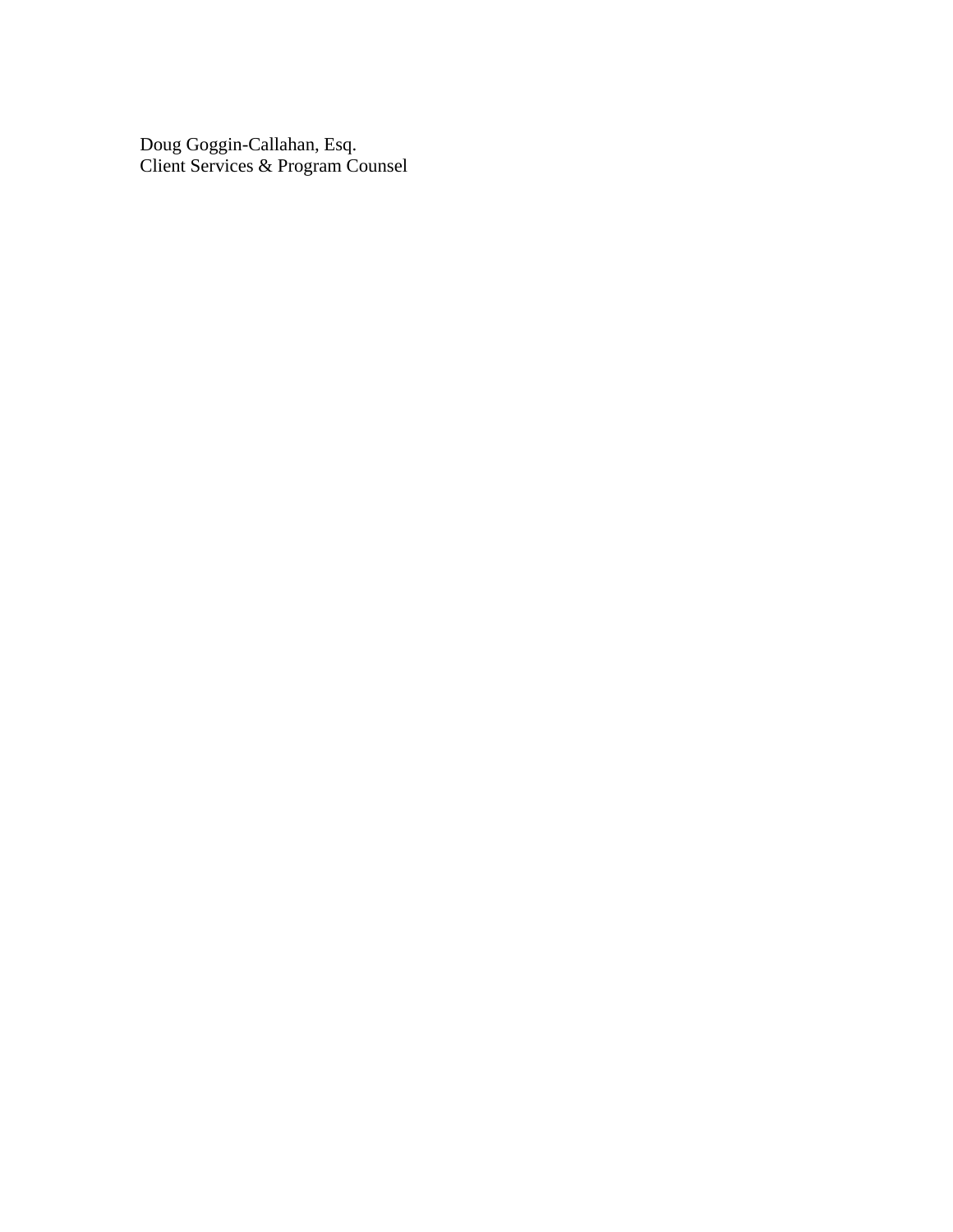Doug Goggin-Callahan, Esq.
Client Services & Program Counsel